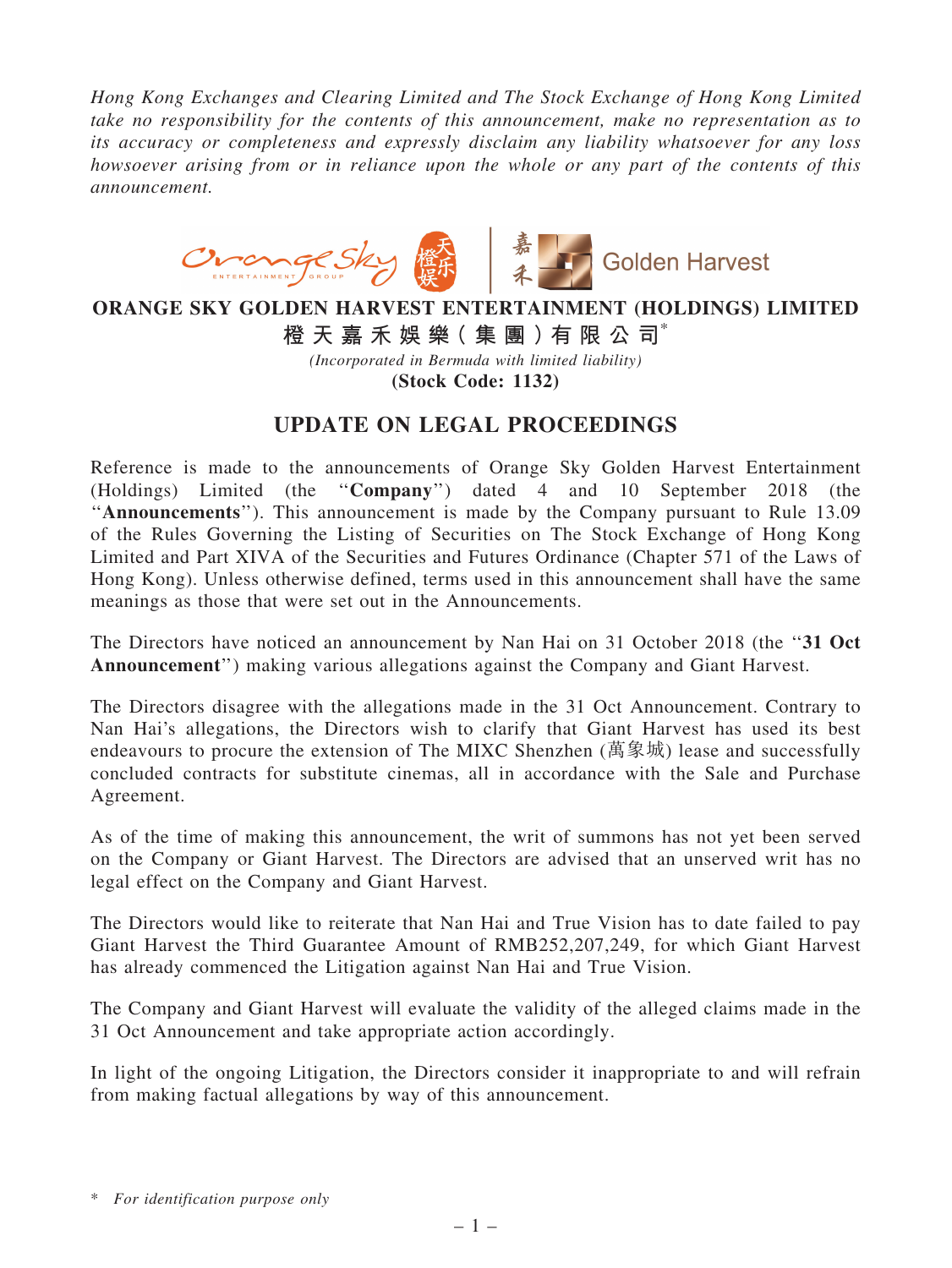*Hong Kong Exchanges and Clearing Limited and The Stock Exchange of Hong Kong Limited take no responsibility for the contents of this announcement, make no representation as to its accuracy or completeness and expressly disclaim any liability whatsoever for any loss howsoever arising from or in reliance upon the whole or any part of the contents of this announcement.*

# ORANGE SKY GOLDEN HARVEST ENTERTAINMENT (HOLDINGS) LIMITED

# 橙天嘉禾娛樂（集團）有限公司*

*(Incorporated in Bermuda with limited liability)*

**(Stock Code: 1132)**

## UPDATE ON LEGAL PROCEEDINGS

Reference is made to the announcements of Orange Sky Golden Harvest Entertainment (Holdings) Limited (the "**Company**") dated 4 and 10 September 2018 (the "**Announcements**"). This announcement is made by the Company pursuant to Rule 13.09 of the Rules Governing the Listing of Securities on The Stock Exchange of Hong Kong Limited and Part XIVA of the Securities and Futures Ordinance (Chapter 571 of the Laws of Hong Kong). Unless otherwise defined, terms used in this announcement shall have the same meanings as those that were set out in the Announcements.

The Directors have noticed an announcement by Nan Hai on 31 October 2018 (the "**31 Oct Announcement**") making various allegations against the Company and Giant Harvest.

The Directors disagree with the allegations made in the 31 Oct Announcement. Contrary to Nan Hai's allegations, the Directors wish to clarify that Giant Harvest has used its best endeavours to procure the extension of The MIXC Shenzhen (萬象城) lease and successfully concluded contracts for substitute cinemas, all in accordance with the Sale and Purchase Agreement.

As of the time of making this announcement, the writ of summons has not yet been served on the Company or Giant Harvest. The Directors are advised that an unserved writ has no legal effect on the Company and Giant Harvest.

The Directors would like to reiterate that Nan Hai and True Vision has to date failed to pay Giant Harvest the Third Guarantee Amount of RMB252,207,249, for which Giant Harvest has already commenced the Litigation against Nan Hai and True Vision.

The Company and Giant Harvest will evaluate the validity of the alleged claims made in the 31 Oct Announcement and take appropriate action accordingly.

In light of the ongoing Litigation, the Directors consider it inappropriate to and will refrain from making factual allegations by way of this announcement.

\* *For identification purpose only*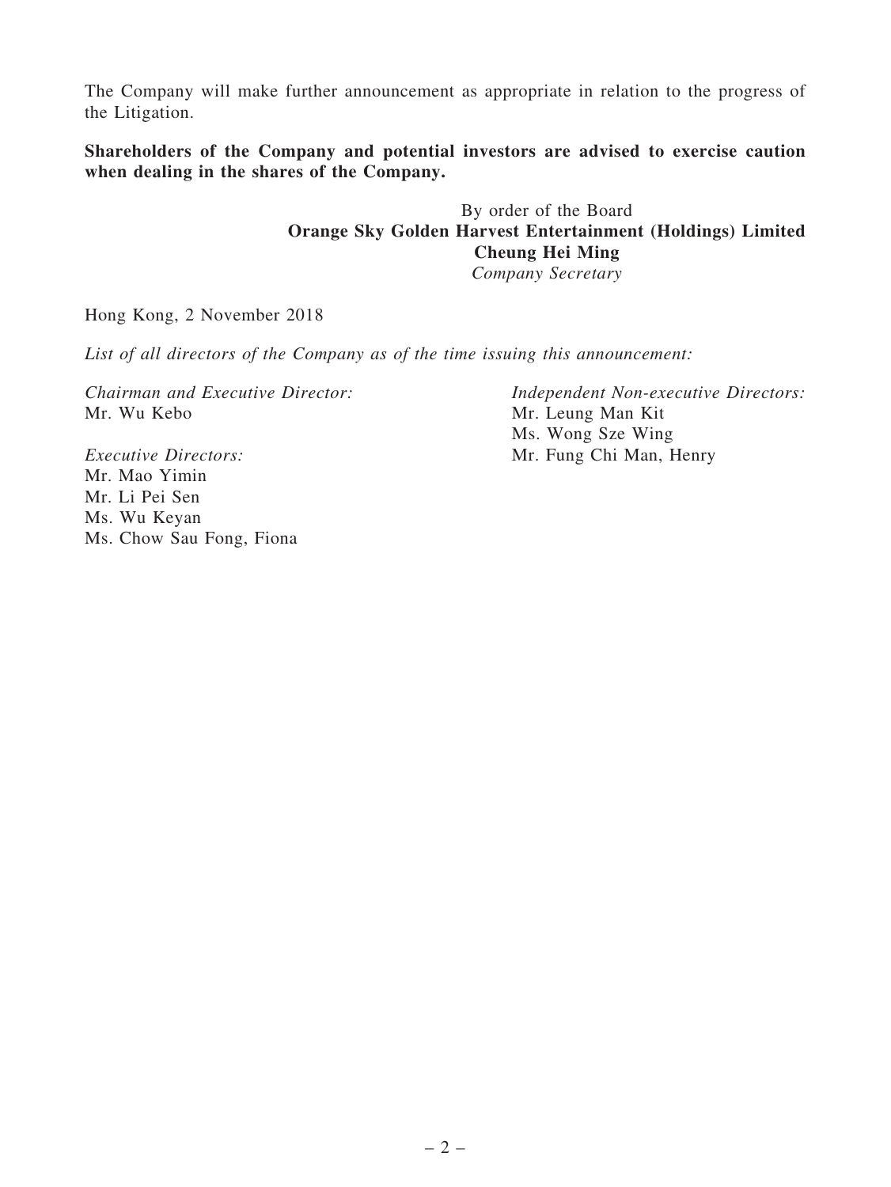The Company will make further announcement as appropriate in relation to the progress of the Litigation.

**Shareholders of the Company and potential investors are advised to exercise caution when dealing in the shares of the Company.**

By order of the Board
**Orange Sky Golden Harvest Entertainment (Holdings) Limited**
**Cheung Hei Ming**
*Company Secretary*

Hong Kong, 2 November 2018

*List of all directors of the Company as of the time issuing this announcement:*

*Chairman and Executive Director:*
Mr. Wu Kebo

*Executive Directors:*
Mr. Mao Yimin
Mr. Li Pei Sen
Ms. Wu Keyan
Ms. Chow Sau Fong, Fiona

*Independent Non-executive Directors:*
Mr. Leung Man Kit
Ms. Wong Sze Wing
Mr. Fung Chi Man, Henry